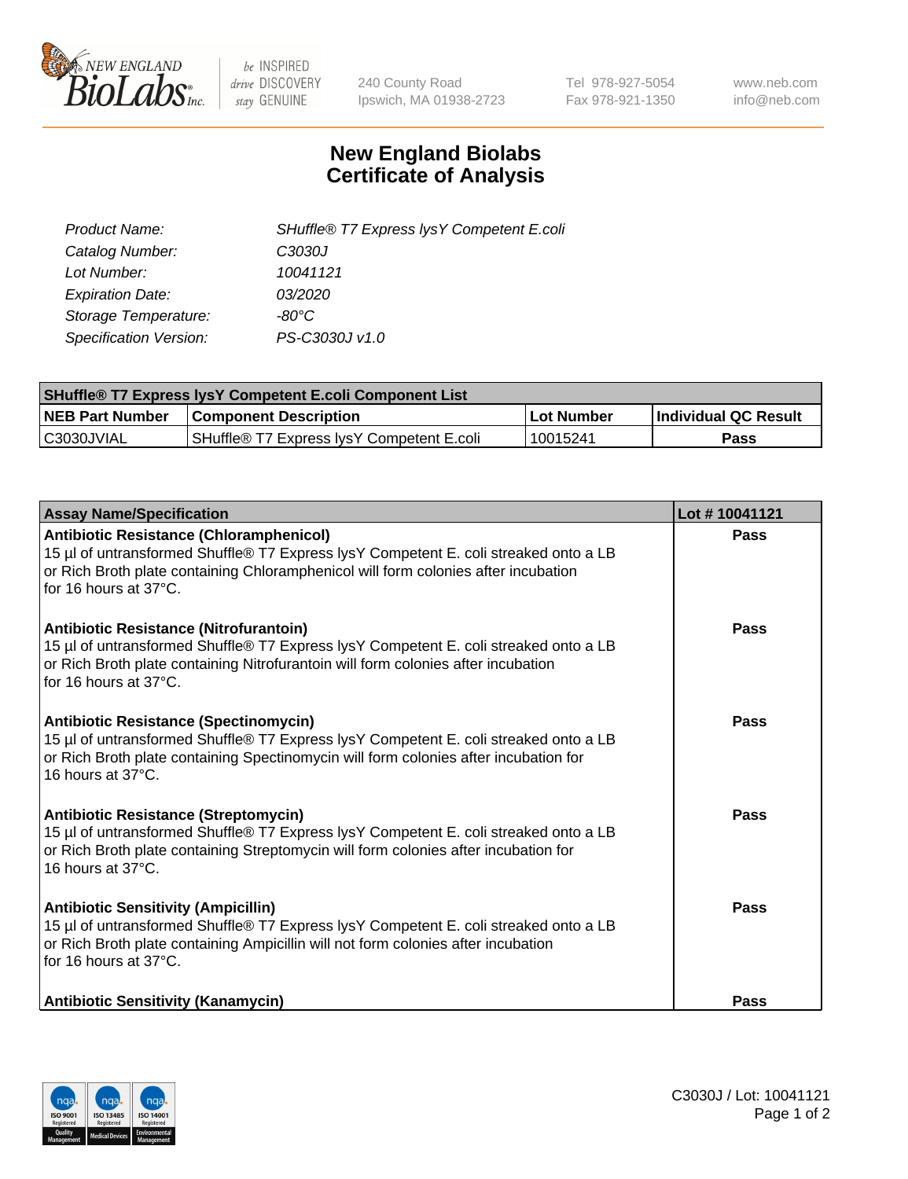240 County Road
Ipswich, MA 01938-2723

Tel 978-927-5054
Fax 978-921-1350

www.neb.com
info@neb.com

# New England Biolabs
# Certificate of Analysis

| | |
|---|---|
| *Product Name:* | *SHuffle® T7 Express lysY Competent E.coli* |
| *Catalog Number:* | *C3030J* |
| *Lot Number:* | *10041121* |
| *Expiration Date:* | *03/2020* |
| *Storage Temperature:* | *-80°C* |
| *Specification Version:* | *PS-C3030J v1.0* |

| **SHuffle® T7 Express lysY Competent E.coli Component List** | | | |
|---|---|---|---|
| **NEB Part Number** | **Component Description** | **Lot Number** | **Individual QC Result** |
| C3030JVIAL | SHuffle® T7 Express lysY Competent E.coli | 10015241 | **Pass** |

| **Assay Name/Specification** | **Lot # 10041121** |
|---|---|
| **Antibiotic Resistance (Chloramphenicol)**<br>15 µl of untransformed Shuffle® T7 Express lysY Competent E. coli streaked onto a LB or Rich Broth plate containing Chloramphenicol will form colonies after incubation for 16 hours at 37°C. | **Pass** |
| **Antibiotic Resistance (Nitrofurantoin)**<br>15 µl of untransformed Shuffle® T7 Express lysY Competent E. coli streaked onto a LB or Rich Broth plate containing Nitrofurantoin will form colonies after incubation for 16 hours at 37°C. | **Pass** |
| **Antibiotic Resistance (Spectinomycin)**<br>15 µl of untransformed Shuffle® T7 Express lysY Competent E. coli streaked onto a LB or Rich Broth plate containing Spectinomycin will form colonies after incubation for 16 hours at 37°C. | **Pass** |
| **Antibiotic Resistance (Streptomycin)**<br>15 µl of untransformed Shuffle® T7 Express lysY Competent E. coli streaked onto a LB or Rich Broth plate containing Streptomycin will form colonies after incubation for 16 hours at 37°C. | **Pass** |
| **Antibiotic Sensitivity (Ampicillin)**<br>15 µl of untransformed Shuffle® T7 Express lysY Competent E. coli streaked onto a LB or Rich Broth plate containing Ampicillin will not form colonies after incubation for 16 hours at 37°C. | **Pass** |
| **Antibiotic Sensitivity (Kanamycin)** | **Pass** |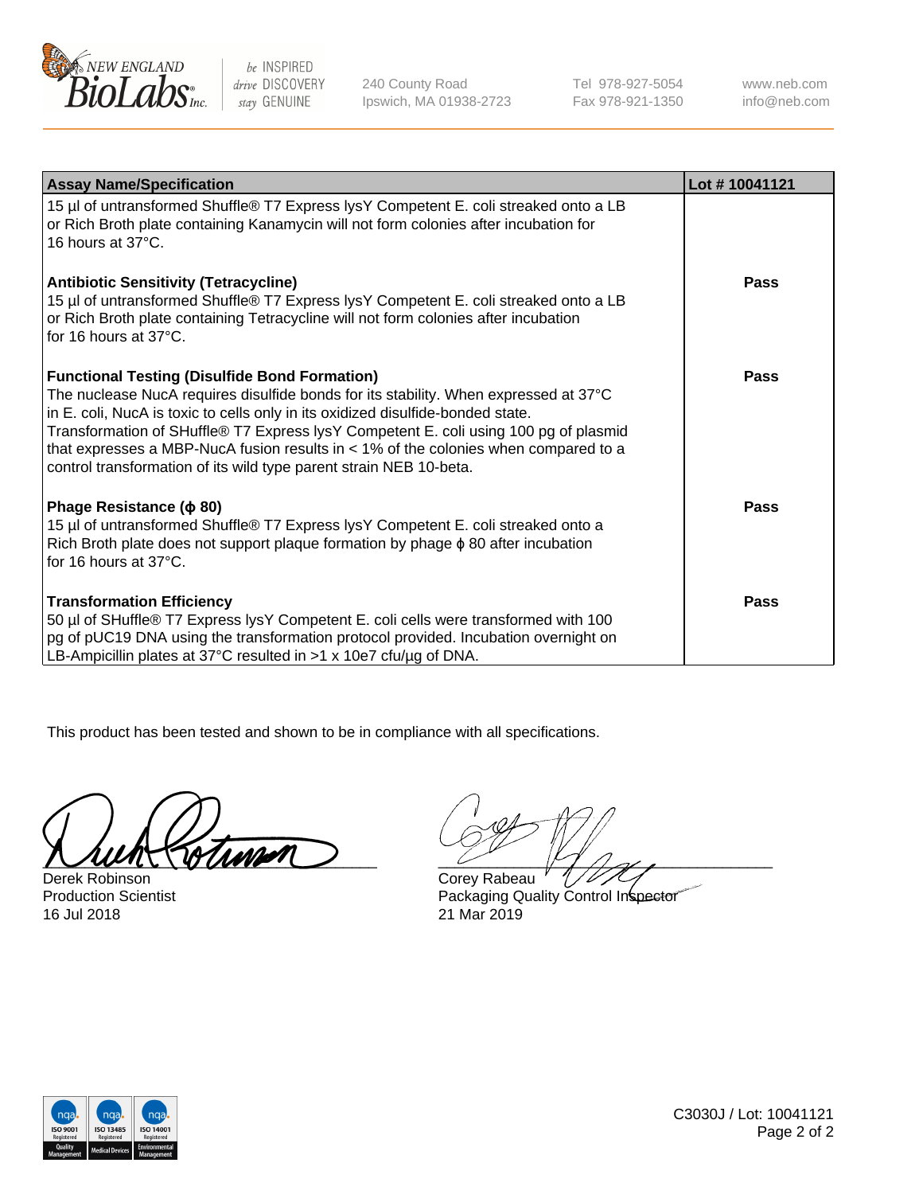240 County Road
Ipswich, MA 01938-2723

Tel 978-927-5054
Fax 978-921-1350

www.neb.com
info@neb.com

| Assay Name/Specification | Lot # 10041121 |
| --- | --- |
| 15 µl of untransformed Shuffle® T7 Express lysY Competent E. coli streaked onto a LB or Rich Broth plate containing Kanamycin will not form colonies after incubation for 16 hours at 37°C. | |
| **Antibiotic Sensitivity (Tetracycline)**<br>15 µl of untransformed Shuffle® T7 Express lysY Competent E. coli streaked onto a LB or Rich Broth plate containing Tetracycline will not form colonies after incubation for 16 hours at 37°C. | **Pass** |
| **Functional Testing (Disulfide Bond Formation)**<br>The nuclease NucA requires disulfide bonds for its stability. When expressed at 37°C in E. coli, NucA is toxic to cells only in its oxidized disulfide-bonded state. Transformation of SHuffle® T7 Express lysY Competent E. coli using 100 pg of plasmid that expresses a MBP-NucA fusion results in < 1% of the colonies when compared to a control transformation of its wild type parent strain NEB 10-beta. | **Pass** |
| **Phage Resistance (ϕ 80)**<br>15 µl of untransformed Shuffle® T7 Express lysY Competent E. coli streaked onto a Rich Broth plate does not support plaque formation by phage ϕ 80 after incubation for 16 hours at 37°C. | **Pass** |
| **Transformation Efficiency**<br>50 µl of SHuffle® T7 Express lysY Competent E. coli cells were transformed with 100 pg of pUC19 DNA using the transformation protocol provided. Incubation overnight on LB-Ampicillin plates at 37°C resulted in >1 x 10e7 cfu/µg of DNA. | **Pass** |

This product has been tested and shown to be in compliance with all specifications.

Derek Robinson
Production Scientist
16 Jul 2018

Corey Rabeau
Packaging Quality Control Inspector
21 Mar 2019

C3030J / Lot: 10041121